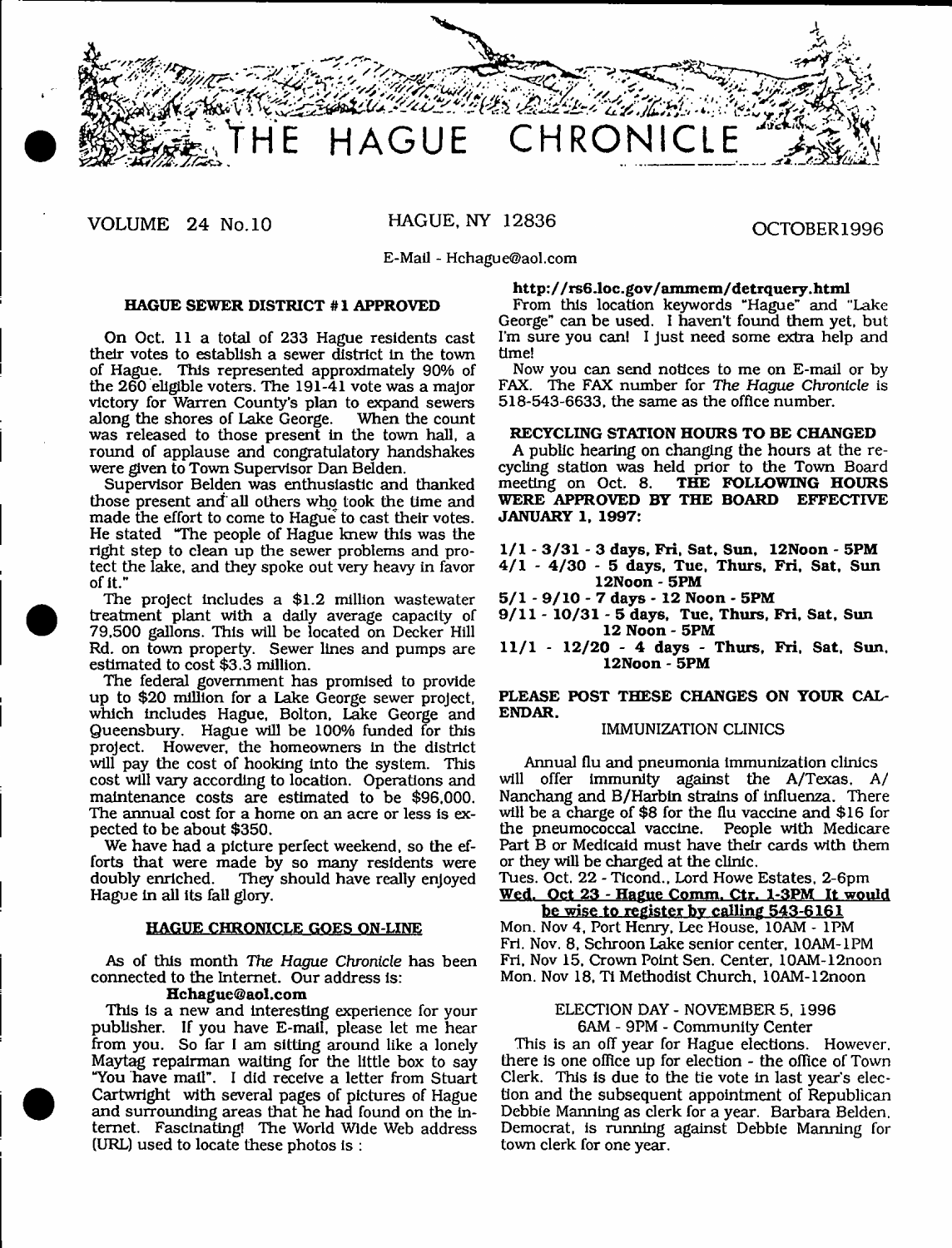# THE HAGUE CHRONICLE

VOLUME 24 No.10 HAGUE, NY 12836 OCTOBER1996

E-Mail - Hchague@aol.com

## HAGUE SEWER DISTRICT #1 APPROVED

On Oct. 11 a total of 233 Hague residents cast their votes to establish a sewer district in the town of Hague. This represented approximately 90% of the 260 eligible voters. The 191-41 vote was a major victory for Warren County's plan to expand sewers along the shores of Lake George. When the count was released to those present in the town hall, a round of applause and congratulatory handshakes were given to Town Supervisor Dan Belden.

Supervisor Belden was enthusiastic and thanked those present and all others who took the time and made the effort to come to Hague to cast their votes. He stated "The people of Hague knew this was the right step to clean up the sewer problems and protect the lake, and they spoke out very heavy in favor of it."

The project includes a $1.2 million wastewater treatment plant with a daily average capacity of 79,500 gallons. This will be located on Decker Hill Rd. on town property. Sewer lines and pumps are estimated to cost $3.3 million.

The federal government has promised to provide up to $20 million for a Lake George sewer project, which includes Hague, Bolton, Lake George and Queensbury. Hague will be 100% funded for this project. However, the homeowners in the district will pay the cost of hooking into the system. This cost will vary according to location. Operations and maintenance costs are estimated to be $96,000. The annual cost for a home on an acre or less is expected to be about $350.

We have had a picture perfect weekend, so the efforts that were made by so many residents were doubly enriched. They should have really enjoyed Hague in all its fall glory.

## HAGUE CHRONICLE GOES ON-LINE

As of this month *The Hague Chronicle* has been connected to the Internet. Our address is:

**Hchague@aol.com**

This is a new and interesting experience for your publisher. If you have E-mail, please let me hear from you. So far I am sitting around like a lonely Maytag repairman waiting for the little box to say "You have mail". I did receive a letter from Stuart Cartwright with several pages of pictures of Hague and surrounding areas that he had found on the Internet. Fascinating! The World Wide Web address (URL) used to locate these photos is :

**http://rs6.loc.gov/ammem/detrquery.html**

From this location keywords "Hague" and "Lake George" can be used. I haven't found them yet, but I'm sure you can! I just need some extra help and time!

Now you can send notices to me on E-mail or by FAX. The FAX number for *The Hague Chronicle* is 518-543-6633, the same as the office number.

## RECYCLING STATION HOURS TO BE CHANGED

A public hearing on changing the hours at the recycling station was held prior to the Town Board meeting on Oct. 8. **THE FOLLOWING HOURS WERE APPROVED BY THE BOARD EFFECTIVE JANUARY 1, 1997:**

**1/1 - 3/31 - 3 days, Fri, Sat, Sun, 12Noon - 5PM**
**4/1 - 4/30 - 5 days, Tue, Thurs, Fri, Sat, Sun 12Noon - 5PM**
**5/1 - 9/10 - 7 days - 12 Noon - 5PM**
**9/11 - 10/31 - 5 days, Tue, Thurs, Fri, Sat, Sun 12 Noon - 5PM**
**11/1 - 12/20 - 4 days - Thurs, Fri, Sat, Sun, 12Noon - 5PM**

**PLEASE POST THESE CHANGES ON YOUR CALENDAR.**

## IMMUNIZATION CLINICS

Annual flu and pneumonia immunization clinics will offer immunity against the A/Texas, A/Nanchang and B/Harbin strains of influenza. There will be a charge of $8 for the flu vaccine and $16 for the pneumococcal vaccine. People with Medicare Part B or Medicaid must have their cards with them or they will be charged at the clinic.

Tues. Oct. 22 - Ticond., Lord Howe Estates, 2-6pm
**Wed. Oct 23 - Hague Comm. Ctr. 1-3PM It would be wise to register by calling 543-6161**
Mon. Nov 4, Port Henry, Lee House, 10AM - 1PM
Fri. Nov. 8, Schroon Lake senior center, 10AM-1PM
Fri, Nov 15, Crown Point Sen. Center, 10AM-12noon
Mon. Nov 18, Ti Methodist Church, 10AM-12noon

## ELECTION DAY - NOVEMBER 5, 1996
6AM - 9PM - Community Center

This is an off year for Hague elections. However, there is one office up for election - the office of Town Clerk. This is due to the tie vote in last year's election and the subsequent appointment of Republican Debbie Manning as clerk for a year. Barbara Belden, Democrat, is running against Debbie Manning for town clerk for one year.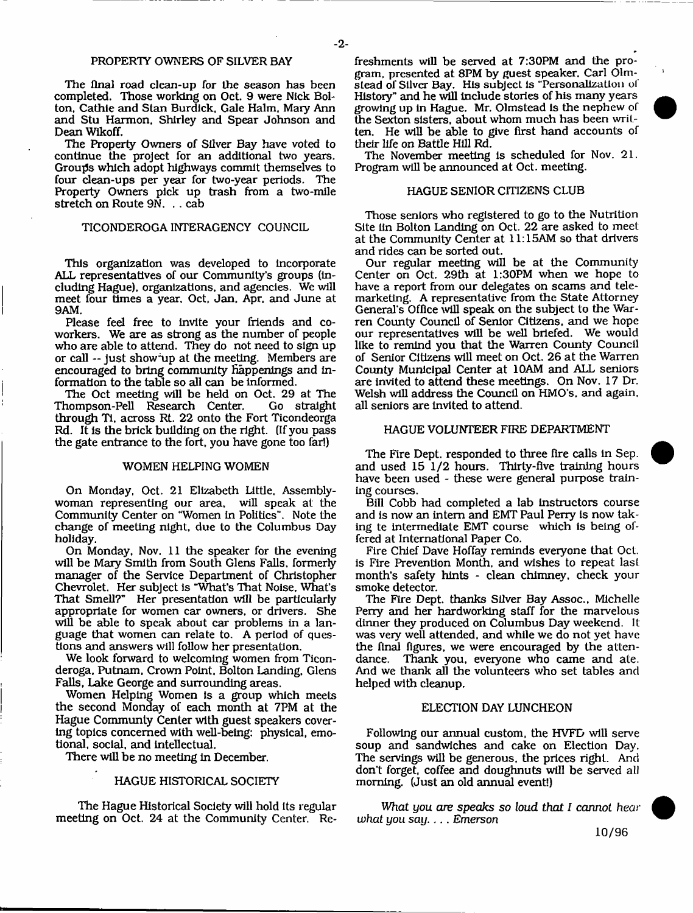## PROPERTY OWNERS OF SILVER BAY

The final road clean-up for the season has been completed. Those working on Oct. 9 were Nick Bolton, Cathie and Stan Burdick, Gale Halm, Mary Ann and Stu Harmon, Shirley and Spear Johnson and Dean Wikoff.

The Property Owners of Silver Bay have voted to continue the project for an additional two years. Groups which adopt highways commit themselves to four clean-ups per year for two-year periods. The Property Owners pick up trash from a two-mile stretch on Route 9N. . . cab

## TICONDEROGA INTERAGENCY COUNCIL

This organization was developed to incorporate ALL representatives of our Community's groups (including Hague), organizations, and agencies. We will meet four times a year, Oct, Jan, Apr, and June at 9AM.

Please feel free to invite your friends and co-workers. We are as strong as the number of people who are able to attend. They do not need to sign up or call -- just show up at the meeting. Members are encouraged to bring community happenings and information to the table so all can be informed.

The Oct meeting will be held on Oct. 29 at The Thompson-Pell Research Center. Go straight through Ti, across Rt. 22 onto the Fort Ticondeorga Rd. It is the brick building on the right. (If you pass the gate entrance to the fort, you have gone too far!)

## WOMEN HELPING WOMEN

On Monday, Oct. 21 Elizabeth Little, Assemblywoman representing our area, will speak at the Community Center on "Women in Politics". Note the change of meeting night, due to the Columbus Day holiday.

On Monday, Nov. 11 the speaker for the evening will be Mary Smith from South Glens Falls, formerly manager of the Service Department of Christopher Chevrolet. Her subject is "What's That Noise, What's That Smell?" Her presentation will be particularly appropriate for women car owners, or drivers. She will be able to speak about car problems in a language that women can relate to. A period of questions and answers will follow her presentation.

We look forward to welcoming women from Ticonderoga, Putnam, Crown Point, Bolton Landing, Glens Falls, Lake George and surrounding areas.

Women Helping Women is a group which meets the second Monday of each month at 7PM at the Hague Communty Center with guest speakers covering topics concerned with well-being: physical, emotional, social, and intellectual.

There will be no meeting in December.

## HAGUE HISTORICAL SOCIETY

The Hague Historical Society will hold its regular meeting on Oct. 24 at the Community Center. Refreshments will be served at 7:30PM and the program, presented at 8PM by guest speaker, Carl Olmstead of Silver Bay. His subject is "Personalization of History" and he will include stories of his many years growing up in Hague. Mr. Olmstead is the nephew of the Sexton sisters, about whom much has been written. He will be able to give first hand accounts of their life on Battle Hill Rd.

The November meeting is scheduled for Nov. 21. Program will be announced at Oct. meeting.

## HAGUE SENIOR CITIZENS CLUB

Those seniors who registered to go to the Nutrition Site in Bolton Landing on Oct. 22 are asked to meet at the Community Center at 11:15AM so that drivers and rides can be sorted out.

Our regular meeting will be at the Community Center on Oct. 29th at 1:30PM when we hope to have a report from our delegates on scams and telemarketing. A representative from the State Attorney General's Office will speak on the subject to the Warren County Council of Senior Citizens, and we hope our representatives will be well briefed. We would like to remind you that the Warren County Council of Senior Citizens will meet on Oct. 26 at the Warren County Municipal Center at 10AM and ALL seniors are invited to attend these meetings. On Nov. 17 Dr. Welsh will address the Council on HMO's, and again, all seniors are invited to attend.

## HAGUE VOLUNTEER FIRE DEPARTMENT

The Fire Dept. responded to three fire calls in Sep. and used 15 1/2 hours. Thirty-five training hours have been used - these were general purpose training courses.

Bill Cobb had completed a lab instructors course and is now an intern and EMT Paul Perry is now taking te intermediate EMT course which is being offered at International Paper Co.

Fire Chief Dave Hoffay reminds everyone that Oct. is Fire Prevention Month, and wishes to repeat last month's safety hints - clean chimney, check your smoke detector.

The Fire Dept. thanks Silver Bay Assoc., Michelle Perry and her hardworking staff for the marvelous dinner they produced on Columbus Day weekend. It was very well attended, and while we do not yet have the final figures, we were encouraged by the attendance. Thank you, everyone who came and ate. And we thank all the volunteers who set tables and helped with cleanup.

## ELECTION DAY LUNCHEON

Following our annual custom, the HVFD will serve soup and sandwiches and cake on Election Day. The servings will be generous, the prices right. And don't forget, coffee and doughnuts will be served all morning. (Just an old annual event!)

*What you are speaks so loud that I cannot hear what you say. . . . Emerson*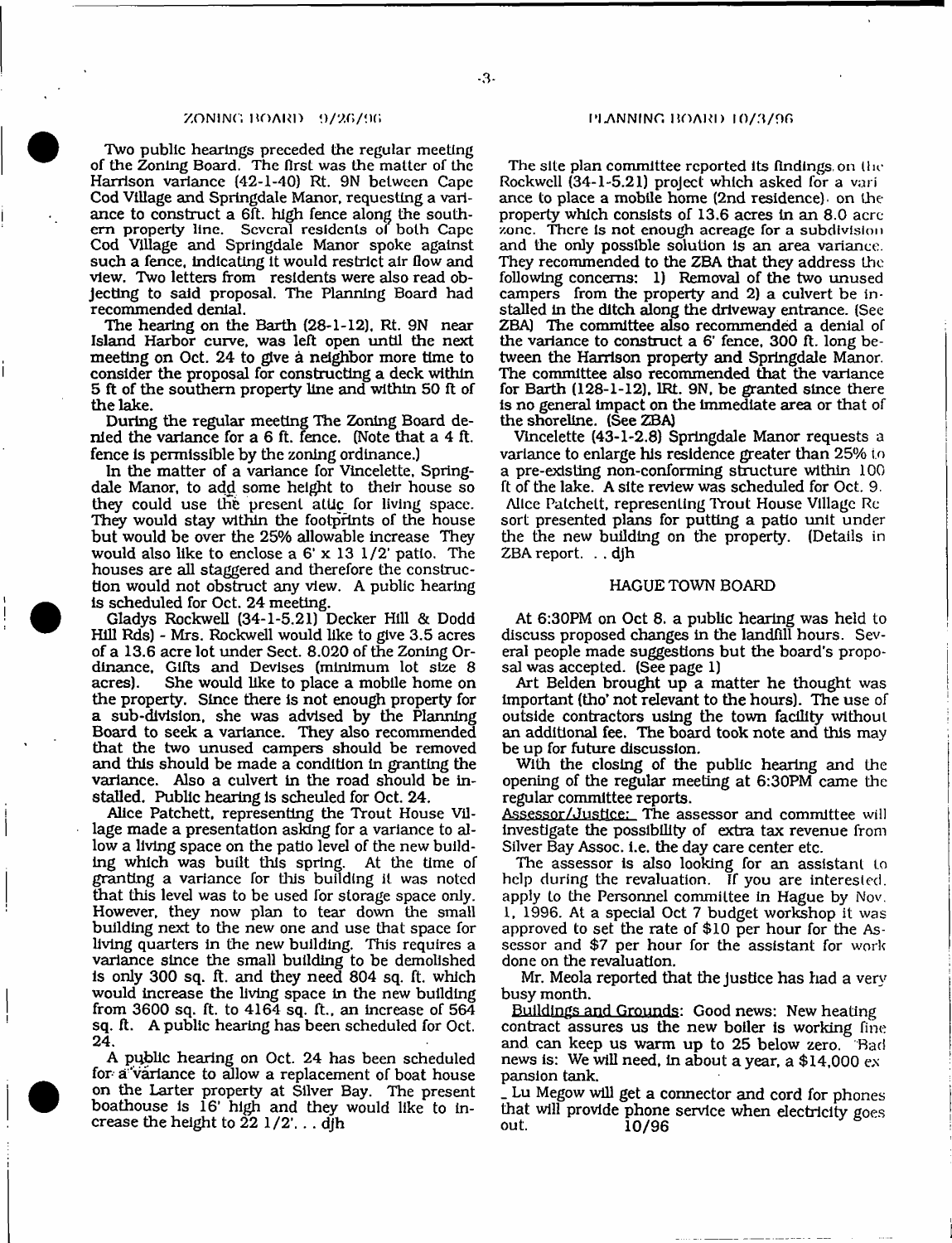## ZONING BOARD 9/26/96

Two public hearings preceded the regular meeting of the Zoning Board. The first was the matter of the Harrison variance (42-1-40) Rt. 9N between Cape Cod Village and Springdale Manor, requesting a variance to construct a 6ft. high fence along the southern property line. Several residents of both Cape Cod Village and Springdale Manor spoke against such a fence, indicating it would restrict air flow and view. Two letters from residents were also read objecting to said proposal. The Planning Board had recommended denial.

The hearing on the Barth (28-1-12), Rt. 9N near Island Harbor curve, was left open until the next meeting on Oct. 24 to give a neighbor more time to consider the proposal for constructing a deck within 5 ft of the southern property line and within 50 ft of the lake.

During the regular meeting The Zoning Board denied the variance for a 6 ft. fence. (Note that a 4 ft. fence is permissible by the zoning ordinance.)

In the matter of a variance for Vincelette, Springdale Manor, to add some height to their house so they could use the present attic for living space. They would stay within the footprints of the house but would be over the 25% allowable increase They would also like to enclose a 6' x 13 1/2' patio. The houses are all staggered and therefore the construction would not obstruct any view. A public hearing is scheduled for Oct. 24 meeting.

Gladys Rockwell (34-1-5.21) Decker Hill & Dodd Hill Rds) - Mrs. Rockwell would like to give 3.5 acres of a 13.6 acre lot under Sect. 8.020 of the Zoning Ordinance, Gifts and Devises (minimum lot size 8 acres). She would like to place a mobile home on the property. Since there is not enough property for a sub-division, she was advised by the Planning Board to seek a variance. They also recommended that the two unused campers should be removed and this should be made a condition in granting the variance. Also a culvert in the road should be installed. Public hearing is scheuled for Oct. 24.

Alice Patchett, representing the Trout House Village made a presentation asking for a variance to allow a living space on the patio level of the new building which was built this spring. At the time of granting a variance for this building it was noted that this level was to be used for storage space only. However, they now plan to tear down the small building next to the new one and use that space for living quarters in the new building. This requires a variance since the small building to be demolished is only 300 sq. ft. and they need 804 sq. ft. which would increase the living space in the new building from 3600 sq. ft. to 4164 sq. ft., an increase of 564 sq. ft. A public hearing has been scheduled for Oct. 24.

A public hearing on Oct. 24 has been scheduled for a variance to allow a replacement of boat house on the Larter property at Silver Bay. The present boathouse is 16' high and they would like to increase the height to 22 1/2'. . . djh

## PLANNING BOARD 10/3/96

The site plan committee reported its findings on the Rockwell (34-1-5.21) project which asked for a variance to place a mobile home (2nd residence) on the property which consists of 13.6 acres in an 8.0 acre zone. There is not enough acreage for a subdivision and the only possible solution is an area variance. They recommended to the ZBA that they address the following concerns: 1) Removal of the two unused campers from the property and 2) a culvert be installed in the ditch along the driveway entrance. (See ZBA) The committee also recommended a denial of the variance to construct a 6' fence, 300 ft. long between the Harrison property and Springdale Manor. The committee also recommended that the variance for Barth (128-1-12), IRt. 9N, be granted since there is no general impact on the immediate area or that of the shoreline. (See ZBA)

Vincelette (43-1-2.8) Springdale Manor requests a variance to enlarge his residence greater than 25% to a pre-existing non-conforming structure within 100 ft of the lake. A site review was scheduled for Oct. 9. Alice Patchett, representing Trout House Village Resort presented plans for putting a patio unit under the the new building on the property. (Details in ZBA report. . . djh

## HAGUE TOWN BOARD

At 6:30PM on Oct 8. a public hearing was held to discuss proposed changes in the landfill hours. Several people made suggestions but the board's proposal was accepted. (See page 1)

Art Belden brought up a matter he thought was important (tho' not relevant to the hours). The use of outside contractors using the town facility without an additional fee. The board took note and this may be up for future discussion.

With the closing of the public hearing and the opening of the regular meeting at 6:30PM came the regular committee reports.

Assessor/Justice: The assessor and committee will investigate the possibility of extra tax revenue from Silver Bay Assoc. i.e. the day care center etc.

The assessor is also looking for an assistant to help during the revaluation. If you are interested, apply to the Personnel committee in Hague by Nov. 1, 1996. At a special Oct 7 budget workshop it was approved to set the rate of $10 per hour for the Assessor and $7 per hour for the assistant for work done on the revaluation.

Mr. Meola reported that the justice has had a very busy month.

Buildings and Grounds: Good news: New heating contract assures us the new boiler is working fine and can keep us warm up to 25 below zero. Bad news is: We will need, in about a year, a $14,000 expansion tank.

_ Lu Megow will get a connector and cord for phones that will provide phone service when electricity goes out.

10/96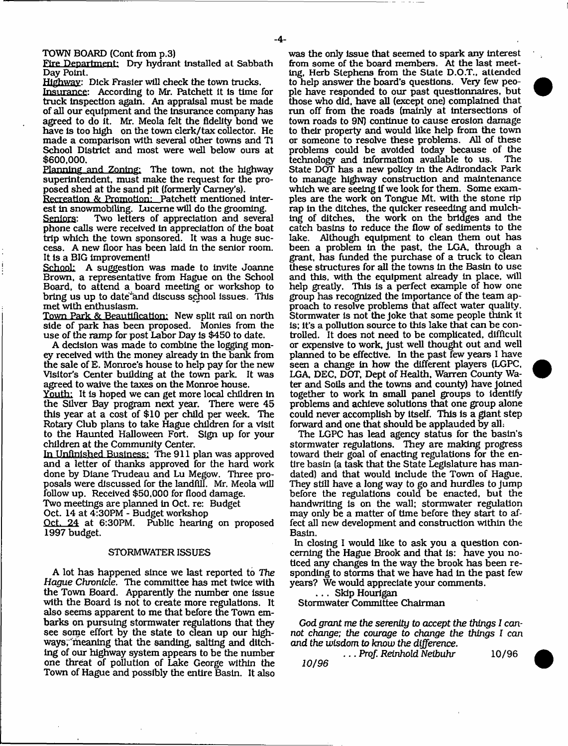TOWN BOARD (Cont from p.3)

Fire Department: Dry hydrant installed at Sabbath Day Point.

Highway: Dick Frasier will check the town trucks.

Insurance: According to Mr. Patchett it is time for truck inspection again. An appraisal must be made of all our equipment and the insurance company has agreed to do it. Mr. Meola felt the fidelity bond we have is too high on the town clerk/tax collector. He made a comparison with several other towns and Ti School District and most were well below ours at $600,000.

Planning and Zoning: The town, not the highway superintendent, must make the request for the proposed shed at the sand pit (formerly Carney's).

Recreation & Promotion: Patchett mentioned interest in snowmobiling. Lucerne will do the grooming.

Seniors: Two letters of appreciation and several phone calls were received in appreciation of the boat trip which the town sponsored. It was a huge success. A new floor has been laid in the senior room. It is a BIG improvement!

School: A suggestion was made to invite Joanne Brown, a representative from Hague on the School Board, to attend a board meeting or workshop to bring us up to date and discuss school issues. This met with enthusiasm.

Town Park & Beautification: New split rail on north side of park has been proposed. Monies from the use of the ramp for post Labor Day is $450 to date.

A decision was made to combine the logging money received with the money already in the bank from the sale of E. Monroe's house to help pay for the new Visitor's Center building at the town park. It was agreed to waive the taxes on the Monroe house.

Youth: It is hoped we can get more local children in the Silver Bay program next year. There were 45 this year at a cost of $10 per child per week. The Rotary Club plans to take Hague children for a visit to the Haunted Halloween Fort. Sign up for your children at the Community Center.

In Unfinished Business: The 911 plan was approved and a letter of thanks approved for the hard work done by Diane Trudeau and Lu Megow. Three proposals were discussed for the landfill. Mr. Meola will follow up. Received $50,000 for flood damage.

Two meetings are planned in Oct. re: Budget

Oct. 14 at 4:30PM - Budget workshop

Oct. 24 at 6:30PM. Public hearing on proposed 1997 budget.

## STORMWATER ISSUES

A lot has happened since we last reported to *The Hague Chronicle*. The committee has met twice with the Town Board. Apparently the number one issue with the Board is not to create more regulations. It also seems apparent to me that before the Town embarks on pursuing stormwater regulations that they see some effort by the state to clean up our highways, meaning that the sanding, salting and ditching of our highway system appears to be the number one threat of pollution of Lake George within the Town of Hague and possibly the entire Basin. It also was the only issue that seemed to spark any interest from some of the board members. At the last meeting, Herb Stephens from the State D.O.T., attended to help answer the board's questions. Very few people have responded to our past questionnaires, but those who did, have all (except one) complained that run off from the roads (mainly at intersections of town roads to 9N) continue to cause erosion damage to their property and would like help from the town or someone to resolve these problems. All of these problems could be avoided today because of the technology and information available to us. The State DOT has a new policy in the Adirondack Park to manage highway construction and maintenance which we are seeing if we look for them. Some examples are the work on Tongue Mt. with the stone rip rap in the ditches, the quicker reseeding and mulching of ditches, the work on the bridges and the catch basins to reduce the flow of sediments to the lake. Although equipment to clean them out has been a problem in the past, the LGA, through a grant, has funded the purchase of a truck to clean these structures for all the towns in the Basin to use and this, with the equipment already in place, will help greatly. This is a perfect example of how one group has recognized the importance of the team approach to resolve problems that affect water quality. Stormwater is not the joke that some people think it is; it's a pollution source to this lake that can be controlled. It does not need to be complicated, difficult or expensive to work, just well thought out and well planned to be effective. In the past few years I have seen a change in how the different players (LGPC, LGA, DEC, DOT, Dept of Health, Warren County Water and Soils and the towns and county) have joined together to work in small panel groups to identify problems and achieve solutions that one group alone could never accomplish by itself. This is a giant step forward and one that should be applauded by all.

The LGPC has lead agency status for the basin's stormwater regulations. They are making progress toward their goal of enacting regulations for the entire basin (a task that the State Legislature has mandated) and that would include the Town of Hague. They still have a long way to go and hurdles to jump before the regulations could be enacted, but the handwriting is on the wall; stormwater regulation may only be a matter of time before they start to affect all new development and construction within the Basin.

In closing I would like to ask you a question concerning the Hague Brook and that is: have you noticed any changes in the way the brook has been responding to storms that we have had in the past few years? We would appreciate your comments.

... Skip Hourigan
Stormwater Committee Chairman

*God grant me the serenity to accept the things I cannot change; the courage to change the things I can and the wisdom to know the difference.*

*... Prof. Reinhold Neibuhr* 10/96

*10/96*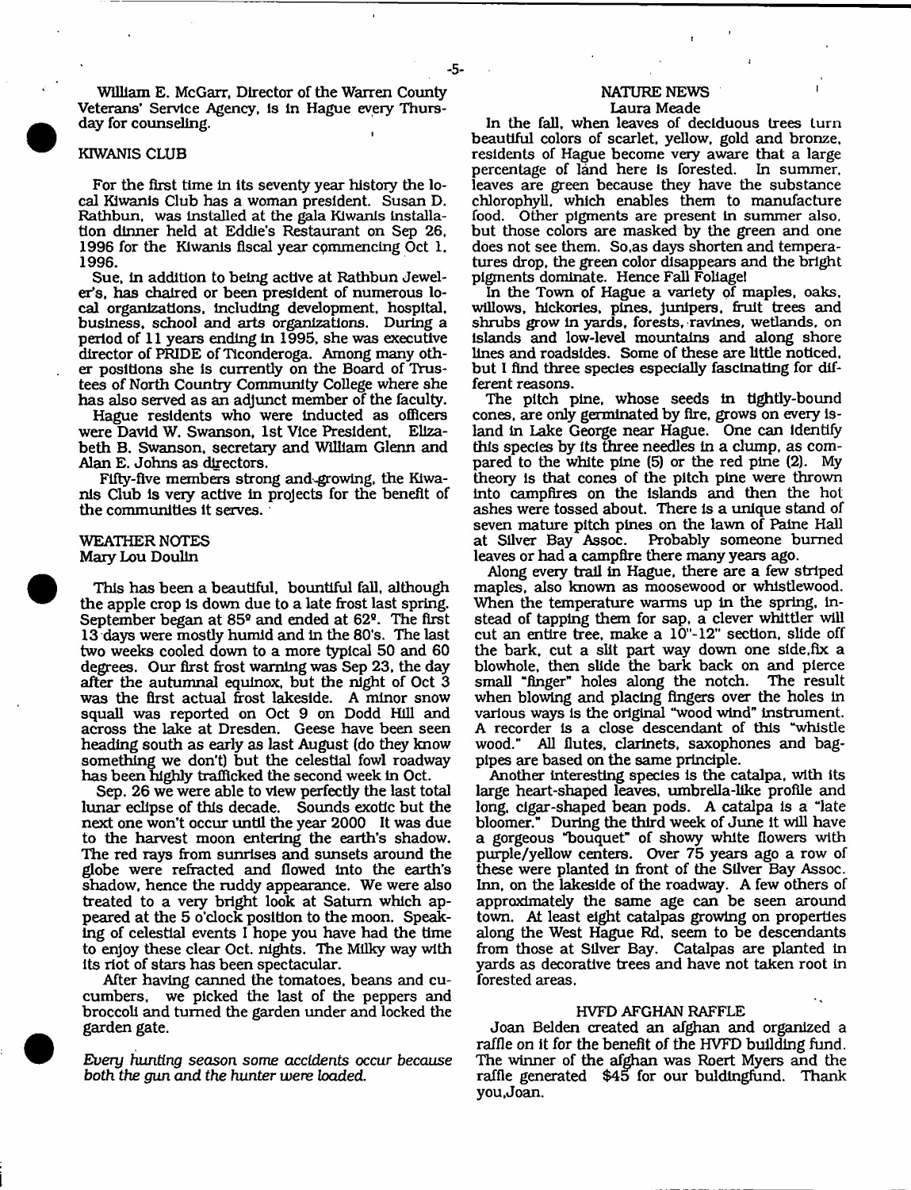William E. McGarr, Director of the Warren County Veterans' Service Agency, is in Hague every Thursday for counseling.

## KIWANIS CLUB

For the first time in its seventy year history the local Kiwanis Club has a woman president. Susan D. Rathbun, was installed at the gala Kiwanis installation dinner held at Eddie's Restaurant on Sep 26, 1996 for the Kiwanis fiscal year commencing Oct 1, 1996.

Sue, in addition to being active at Rathbun Jeweler's, has chaired or been president of numerous local organizations, including development, hospital, business, school and arts organizations. During a period of 11 years ending in 1995, she was executive director of PRIDE of Ticonderoga. Among many other positions she is currently on the Board of Trustees of North Country Community College where she has also served as an adjunct member of the faculty.

Hague residents who were inducted as officers were David W. Swanson, 1st Vice President, Elizabeth B. Swanson, secretary and William Glenn and Alan E. Johns as directors.

Fifty-five members strong and growing, the Kiwanis Club is very active in projects for the benefit of the communities it serves.

## WEATHER NOTES
Mary Lou Doulin

This has been a beautiful, bountiful fall, although the apple crop is down due to a late frost last spring. September began at 85º and ended at 62º. The first 13 days were mostly humid and in the 80's. The last two weeks cooled down to a more typical 50 and 60 degrees. Our first frost warning was Sep 23, the day after the autumnal equinox, but the night of Oct 3 was the first actual frost lakeside. A minor snow squall was reported on Oct 9 on Dodd Hill and across the lake at Dresden. Geese have been seen heading south as early as last August (do they know something we don't!) but the celestial fowl roadway has been highly trafficked the second week in Oct.

Sep. 26 we were able to view perfectly the last total lunar eclipse of this decade. Sounds exotic but the next one won't occur until the year 2000 It was due to the harvest moon entering the earth's shadow. The red rays from sunrises and sunsets around the globe were refracted and flowed into the earth's shadow, hence the ruddy appearance. We were also treated to a very bright look at Saturn which appeared at the 5 o'clock position to the moon. Speaking of celestial events I hope you have had the time to enjoy these clear Oct. nights. The Milky way with its riot of stars has been spectacular.

After having canned the tomatoes, beans and cucumbers, we picked the last of the peppers and broccoli and turned the garden under and locked the garden gate.

*Every hunting season some accidents occur because both the gun and the hunter were loaded.*

## NATURE NEWS
Laura Meade

In the fall, when leaves of deciduous trees turn beautiful colors of scarlet, yellow, gold and bronze, residents of Hague become very aware that a large percentage of land here is forested. In summer, leaves are green because they have the substance chlorophyll, which enables them to manufacture food. Other pigments are present in summer also, but those colors are masked by the green and one does not see them. So,as days shorten and temperatures drop, the green color disappears and the bright pigments dominate. Hence Fall Foliage!

In the Town of Hague a variety of maples, oaks, willows, hickories, pines, junipers, fruit trees and shrubs grow in yards, forests, ravines, wetlands, on islands and low-level mountains and along shore lines and roadsides. Some of these are little noticed, but I find three species especially fascinating for different reasons.

The pitch pine, whose seeds in tightly-bound cones, are only germinated by fire, grows on every island in Lake George near Hague. One can identify this species by its three needles in a clump, as compared to the white pine (5) or the red pine (2). My theory is that cones of the pitch pine were thrown into campfires on the islands and then the hot ashes were tossed about. There is a unique stand of seven mature pitch pines on the lawn of Paine Hall at Silver Bay Assoc. Probably someone burned leaves or had a campfire there many years ago.

Along every trail in Hague, there are a few striped maples, also known as moosewood or whistlewood. When the temperature warms up in the spring, instead of tapping them for sap, a clever whittler will cut an entire tree, make a 10"-12" section, slide off the bark, cut a slit part way down one side,fix a blowhole, then slide the bark back on and pierce small "finger" holes along the notch. The result when blowing and placing fingers over the holes in various ways is the original "wood wind" instrument. A recorder is a close descendant of this "whistle wood." All flutes, clarinets, saxophones and bagpipes are based on the same principle.

Another interesting species is the catalpa, with its large heart-shaped leaves, umbrella-like profile and long, cigar-shaped bean pods. A catalpa is a "late bloomer." During the third week of June it will have a gorgeous "bouquet" of showy white flowers with purple/yellow centers. Over 75 years ago a row of these were planted in front of the Silver Bay Assoc. Inn, on the lakeside of the roadway. A few others of approximately the same age can be seen around town. At least eight catalpas growing on properties along the West Hague Rd. seem to be descendants from those at Silver Bay. Catalpas are planted in yards as decorative trees and have not taken root in forested areas.

## HVFD AFGHAN RAFFLE

Joan Belden created an afghan and organized a raffle on it for the benefit of the HVFD building fund. The winner of the afghan was Roert Myers and the raffle generated $45 for our buldingfund. Thank you,Joan.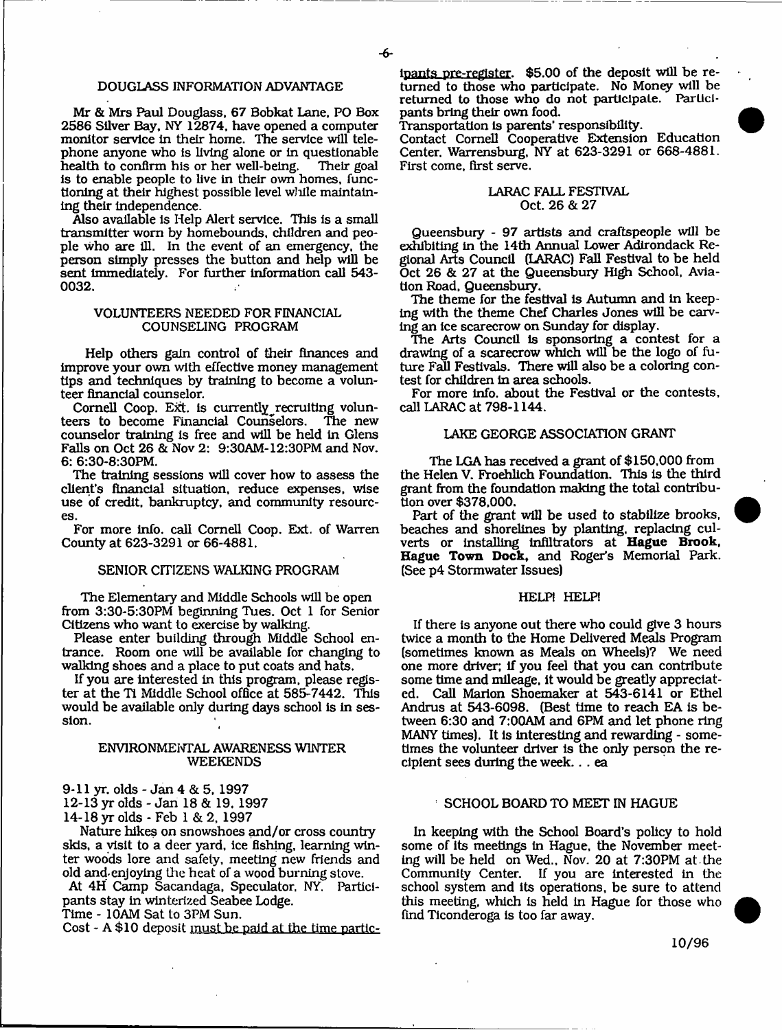## DOUGLASS INFORMATION ADVANTAGE

Mr & Mrs Paul Douglass, 67 Bobkat Lane, PO Box 2586 Silver Bay, NY 12874, have opened a computer monitor service in their home. The service will telephone anyone who is living alone or in questionable health to confirm his or her well-being. Their goal is to enable people to live in their own homes, functioning at their highest possible level while maintaining their independence.

Also available is Help Alert service. This is a small transmitter worn by homebounds, children and people who are ill. In the event of an emergency, the person simply presses the button and help will be sent immediately. For further information call 543-0032.

## VOLUNTEERS NEEDED FOR FINANCIAL COUNSELING PROGRAM

Help others gain control of their finances and improve your own with effective money management tips and techniques by training to become a volunteer financial counselor.

Cornell Coop. Ext. is currently recruiting volunteers to become Financial Counselors. The new counselor training is free and will be held in Glens Falls on Oct 26 & Nov 2: 9:30AM-12:30PM and Nov. 6: 6:30-8:30PM.

The training sessions will cover how to assess the client's financial situation, reduce expenses, wise use of credit, bankruptcy, and community resources.

For more info. call Cornell Coop. Ext. of Warren County at 623-3291 or 66-4881.

## SENIOR CITIZENS WALKING PROGRAM

The Elementary and Middle Schools will be open from 3:30-5:30PM beginning Tues. Oct 1 for Senior Citizens who want to exercise by walking.

Please enter building through Middle School entrance. Room one will be available for changing to walking shoes and a place to put coats and hats.

If you are interested in this program, please register at the Ti Middle School office at 585-7442. This would be available only during days school is in session.

## ENVIRONMENTAL AWARENESS WINTER WEEKENDS

9-11 yr. olds - Jan 4 & 5, 1997
12-13 yr olds - Jan 18 & 19, 1997
14-18 yr olds - Feb 1 & 2, 1997

Nature hikes on snowshoes and/or cross country skis, a visit to a deer yard, ice fishing, learning winter woods lore and safety, meeting new friends and old and enjoying the heat of a wood burning stove.

At 4H Camp Sacandaga, Speculator, NY. Participants stay in winterized Seabee Lodge.

Time - 10AM Sat to 3PM Sun.

Cost - A $10 deposit must be paid at the time participants pre-register. $5.00 of the deposit will be returned to those who participate. No Money will be returned to those who do not participate. Participants bring their own food.

Transportation is parents' responsibility.

Contact Cornell Cooperative Extension Education Center, Warrensburg, NY at 623-3291 or 668-4881. First come, first serve.

## LARAC FALL FESTIVAL
Oct. 26 & 27

Queensbury - 97 artists and craftspeople will be exhibiting in the 14th Annual Lower Adirondack Regional Arts Council (LARAC) Fall Festival to be held Oct 26 & 27 at the Queensbury High School, Aviation Road, Queensbury.

The theme for the festival is Autumn and in keeping with the theme Chef Charles Jones will be carving an ice scarecrow on Sunday for display.

The Arts Council is sponsoring a contest for a drawing of a scarecrow which will be the logo of future Fall Festivals. There will also be a coloring contest for children in area schools.

For more info. about the Festival or the contests, call LARAC at 798-1144.

## LAKE GEORGE ASSOCIATION GRANT

The LGA has received a grant of $150,000 from the Helen V. Froehlich Foundation. This is the third grant from the foundation making the total contribution over $378,000.

Part of the grant will be used to stabilize brooks, beaches and shorelines by planting, replacing culverts or installing infiltrators at **Hague Brook, Hague Town Dock,** and Roger's Memorial Park. (See p4 Stormwater Issues)

## HELP! HELP!

If there is anyone out there who could give 3 hours twice a month to the Home Delivered Meals Program (sometimes known as Meals on Wheels)? We need one more driver; if you feel that you can contribute some time and mileage, it would be greatly appreciated. Call Marion Shoemaker at 543-6141 or Ethel Andrus at 543-6098. (Best time to reach EA is between 6:30 and 7:00AM and 6PM and let phone ring MANY times). It is interesting and rewarding - sometimes the volunteer driver is the only person the recipient sees during the week. . . ea

## SCHOOL BOARD TO MEET IN HAGUE

In keeping with the School Board's policy to hold some of its meetings in Hague, the November meeting will be held on Wed., Nov. 20 at 7:30PM at the Community Center. If you are interested in the school system and its operations, be sure to attend this meeting, which is held in Hague for those who find Ticonderoga is too far away.

10/96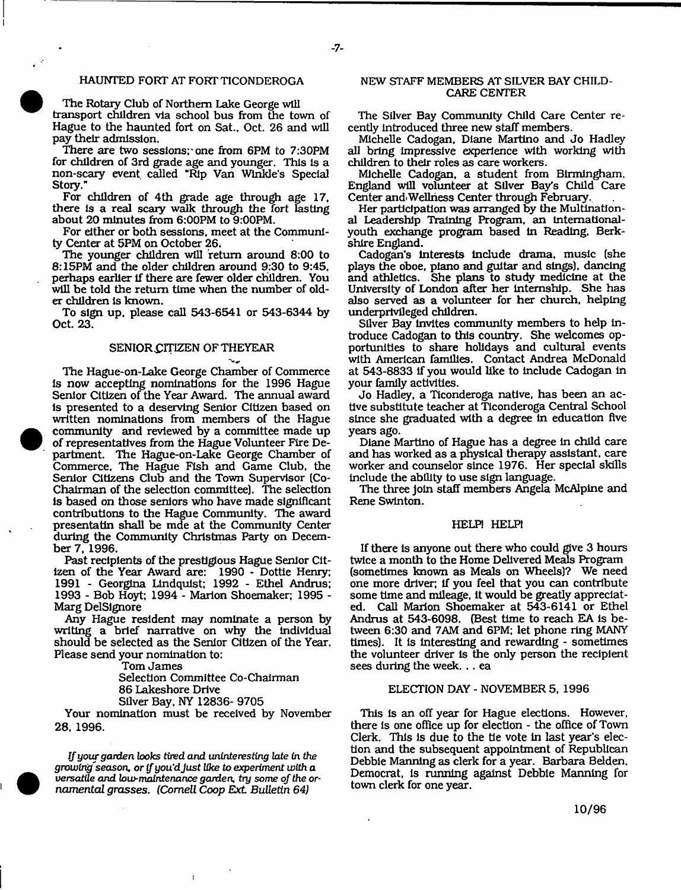## HAUNTED FORT AT FORT TICONDEROGA

The Rotary Club of Northern Lake George will transport children via school bus from the town of Hague to the haunted fort on Sat., Oct. 26 and will pay their admission.

There are two sessions; one from 6PM to 7:30PM for children of 3rd grade age and younger. This is a non-scary event called "Rip Van Winkle's Special Story."

For children of 4th grade age through age 17, there is a real scary walk through the fort lasting about 20 minutes from 6:00PM to 9:00PM.

For either or both sessions, meet at the Community Center at 5PM on October 26.

The younger children will return around 8:00 to 8:15PM and the older children around 9:30 to 9:45, perhaps earlier if there are fewer older children. You will be told the return time when the number of older children is known.

To sign up, please call 543-6541 or 543-6344 by Oct. 23.

## SENIOR CITIZEN OF THE YEAR

The Hague-on-Lake George Chamber of Commerce is now accepting nominations for the 1996 Hague Senior Citizen of the Year Award. The annual award is presented to a deserving Senior Citizen based on written nominations from members of the Hague community and reviewed by a committee made up of representatives from the Hague Volunteer Fire Department. The Hague-on-Lake George Chamber of Commerce, The Hague Fish and Game Club, the Senior Citizens Club and the Town Supervisor (Co-Chairman of the selection committee). The selection is based on those seniors who have made significant contributions to the Hague Community. The award presentatin shall be mde at the Community Center during the Community Christmas Party on December 7, 1996.

Past recipients of the prestigious Hague Senior Citizen of the Year Award are: 1990 - Dottie Henry; 1991 - Georgina Lindquist; 1992 - Ethel Andrus; 1993 - Bob Hoyt; 1994 - Marion Shoemaker; 1995 - Marg DelSignore

Any Hague resident may nominate a person by writing a brief narrative on why the individual should be selected as the Senior Citizen of the Year. Please send your nomination to:

Tom James
Selection Committee Co-Chairman
86 Lakeshore Drive
Silver Bay, NY 12836- 9705

Your nomination must be received by November 28, 1996.

*If your garden looks tired and uninteresting late in the growing season, or if you'd just like to experiment with a versatile and low-maintenance garden, try some of the ornamental grasses. (Cornell Coop Ext. Bulletin 64)*

## NEW STAFF MEMBERS AT SILVER BAY CHILD-CARE CENTER

The Silver Bay Community Child Care Center recently introduced three new staff members.

Michelle Cadogan, Diane Martino and Jo Hadley all bring impressive experience with working with children to their roles as care workers.

Michelle Cadogan, a student from Birmingham, England will volunteer at Silver Bay's Child Care Center and Wellness Center through February.

Her participation was arranged by the Multinational Leadership Training Program, an international-youth exchange program based in Reading, Berkshire England.

Cadogan's interests include drama, music (she plays the oboe, piano and guitar and sings), dancing and athletics. She plans to study medicine at the University of London after her internship. She has also served as a volunteer for her church, helping underprivileged children.

Silver Bay invites community members to help introduce Cadogan to this country. She welcomes opportunities to share holidays and cultural events with American families. Contact Andrea McDonald at 543-8833 if you would like to include Cadogan in your family activities.

Jo Hadley, a Ticonderoga native, has been an active substitute teacher at Ticonderoga Central School since she graduated with a degree in education five years ago.

Diane Martino of Hague has a degree in child care and has worked as a physical therapy assistant, care worker and counselor since 1976. Her special skills include the ability to use sign language.

The three join staff members Angela McAlpine and Rene Swinton.

## HELP! HELP!

If there is anyone out there who could give 3 hours twice a month to the Home Delivered Meals Program (sometimes known as Meals on Wheels)? We need one more driver; if you feel that you can contribute some time and mileage, it would be greatly appreciated. Call Marion Shoemaker at 543-6141 or Ethel Andrus at 543-6098. (Best time to reach EA is between 6:30 and 7AM and 6PM; let phone ring MANY times). It is interesting and rewarding - sometimes the volunteer driver is the only person the recipient sees during the week. . . ea

## ELECTION DAY - NOVEMBER 5, 1996

This is an off year for Hague elections. However, there is one office up for election - the office of Town Clerk. This is due to the tie vote in last year's election and the subsequent appointment of Republican Debbie Manning as clerk for a year. Barbara Belden, Democrat, is running against Debbie Manning for town clerk for one year.

10/96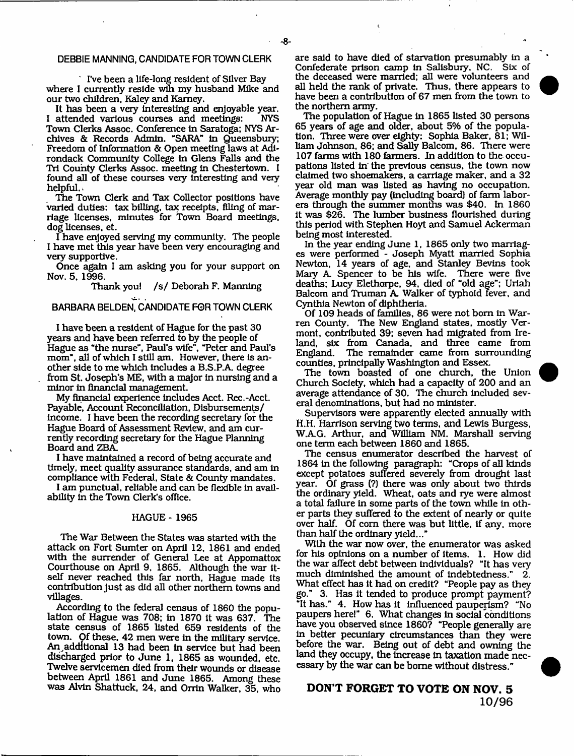## DEBBIE MANNING, CANDIDATE FOR TOWN CLERK

I've been a life-long resident of Silver Bay where I currently reside wih my husband Mike and our two children, Kaley and Karney.

It has been a very interesting and enjoyable year. I attended various courses and meetings: NYS Town Clerks Assoc. Conference in Saratoga; NYS Archives & Records Admin. "SARA" in Queensbury; Freedom of Information & Open meeting laws at Adirondack Community College in Glens Falls and the Tri County Clerks Assoc. meeting in Chestertown. I found all of these courses very interesting and very helpful.

The Town Clerk and Tax Collector positions have varied duties: tax billing, tax receipts, filing of marriage licenses, minutes for Town Board meetings, dog licenses, et.

I have enjoyed serving my community. The people I have met this year have been very encouraging and very supportive.

Once again I am asking you for your support on Nov. 5, 1996.

Thank you! /s/ Deborah F. Manning

## BARBARA BELDEN, CANDIDATE FOR TOWN CLERK

I have been a resident of Hague for the past 30 years and have been referred to by the people of Hague as "the nurse", Paul's wife", "Peter and Paul's mom", all of which I still am. However, there is another side to me which includes a B.S.P.A. degree from St. Joseph's ME, with a major in nursing and a minor in financial management.

My financial experience includes Acct. Rec.-Acct. Payable, Account Reconciliation, Disbursements/Income. I have been the recording secretary for the Hague Board of Assessment Review, and am currently recording secretary for the Hague Planning Board and ZBA.

I have maintained a record of being accurate and timely, meet quality assurance standards, and am in compliance with Federal, State & County mandates.

I am punctual, reliable and can be flexible in availability in the Town Clerk's office.

## HAGUE - 1965

The War Between the States was started with the attack on Fort Sumter on April 12, 1861 and ended with the surrender of General Lee at Appomattox Courthouse on April 9, 1865. Although the war itself never reached this far north, Hague made its contribution just as did all other northern towns and villages.

According to the federal census of 1860 the population of Hague was 708; in 1870 it was 637. The state census of 1865 listed 659 residents of the town. Of these, 42 men were in the military service. An additional 13 had been in service but had been discharged prior to June 1, 1865 as wounded, etc. Twelve servicemen died from their wounds or disease between April 1861 and June 1865. Among these was Alvin Shattuck, 24, and Orrin Walker, 35, who are said to have died of starvation presumably in a Confederate prison camp in Salisbury, NC. Six of the deceased were married; all were volunteers and all held the rank of private. Thus, there appears to have been a contribution of 67 men from the town to the northern army.

The population of Hague in 1865 listed 30 persons 65 years of age and older, about 5% of the population. Three were over eighty: Sophia Baker, 81; William Johnson, 86; and Sally Balcom, 86. There were 107 farms with 180 farmers. In addition to the occupations listed in the previous census, the town now claimed two shoemakers, a carriage maker, and a 32 year old man was listed as having no occupation. Average monthly pay (including board) of farm laborers through the summer months was $40. In 1860 it was $26. The lumber business flourished during this period with Stephen Hoyt and Samuel Ackerman being most interested.

In the year ending June 1, 1865 only two marriages were performed - Joseph Myatt married Sophia Newton, 14 years of age, and Stanley Bevins took Mary A. Spencer to be his wife. There were five deaths; Lucy Elethorpe, 94, died of "old age"; Uriah Balcom and Truman A. Walker of typhoid fever, and Cynthia Newton of diphtheria.

Of 109 heads of families, 86 were not born in Warren County. The New England states, mostly Vermont, contributed 39; seven had migrated from Ireland, six from Canada, and three came from England. The remainder came from surrounding counties, principally Washington and Essex.

The town boasted of one church, the Union Church Society, which had a capacity of 200 and an average attendance of 30. The church included several denominations, but had no minister.

Supervisors were apparently elected annually with H.H. Harrison serving two terms, and Lewis Burgess, W.A.G. Arthur, and William NM. Marshall serving one term each between 1860 and 1865.

The census enumerator described the harvest of 1864 in the following paragraph: "Crops of all kinds except potatoes suffered severely from drought last year. Of grass (?) there was only about two thirds the ordinary yield. Wheat, oats and rye were almost a total failure in some parts of the town while in other parts they suffered to the extent of nearly or quite over half. Of corn there was but little, if any, more than half the ordinary yield..."

With the war now over, the enumerator was asked for his opinions on a number of items. 1. How did the war affect debt between individuals? "It has very much diminished the amount of indebtedness." 2. What effect has it had on credit? "People pay as they go." 3. Has it tended to produce prompt payment? "It has." 4. How has it influenced pauperism? "No paupers here!" 6. What changes in social conditions have you observed since 1860? "People generally are in better pecuniary circumstances than they were before the war. Being out of debt and owning the land they occupy, the increase in taxation made necessary by the war can be borne without distress."

**DON'T FORGET TO VOTE ON NOV. 5**

10/96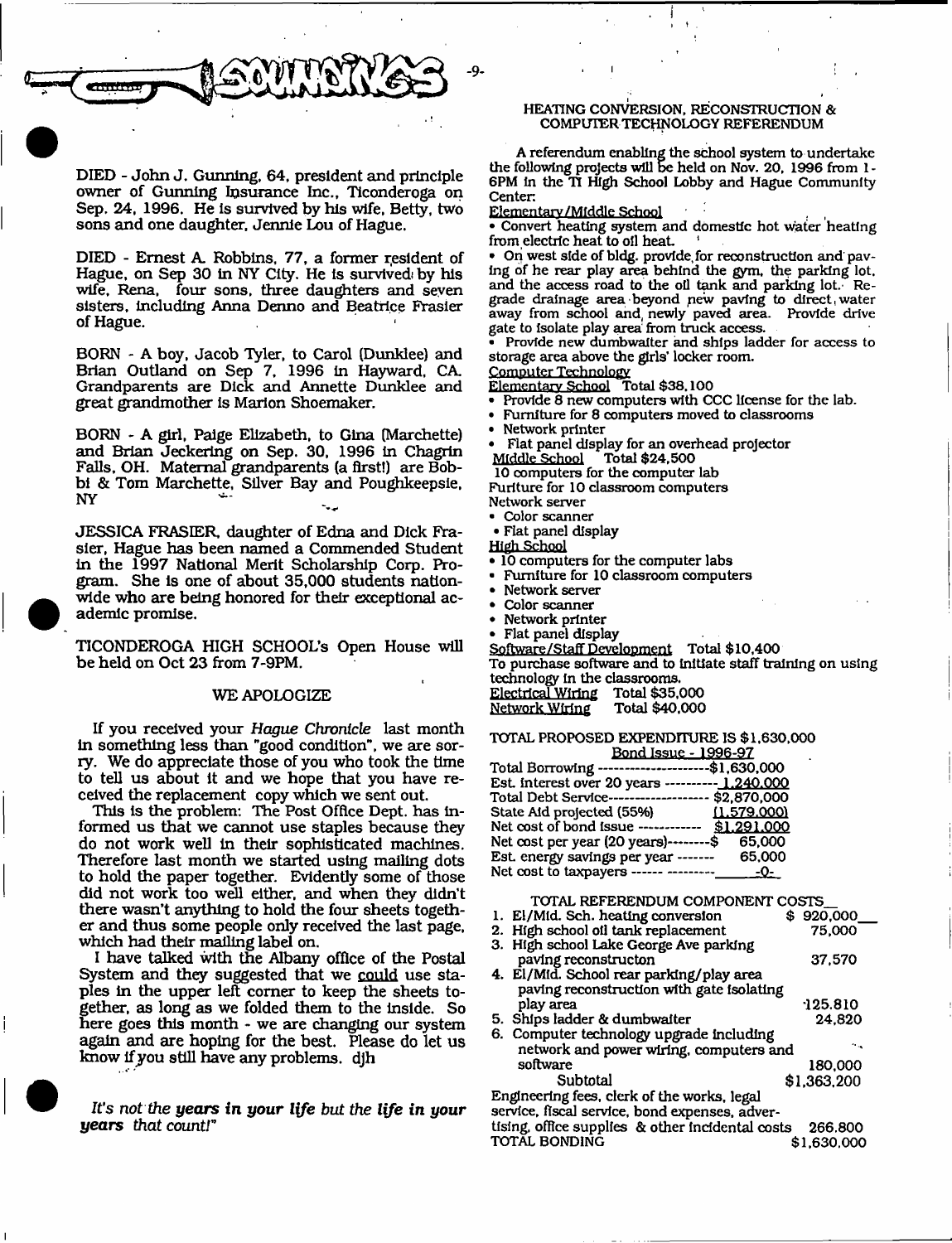## SOUNDINGS

DIED - John J. Gunning, 64, president and principle owner of Gunning Insurance Inc., Ticonderoga on Sep. 24, 1996. He is survived by his wife, Betty, two sons and one daughter, Jennie Lou of Hague.

DIED - Ernest A. Robbins, 77, a former resident of Hague, on Sep 30 in NY City. He is survived by his wife, Rena, four sons, three daughters and seven sisters, including Anna Denno and Beatrice Frasier of Hague.

BORN - A boy, Jacob Tyler, to Carol (Dunklee) and Brian Outland on Sep 7, 1996 in Hayward, CA. Grandparents are Dick and Annette Dunklee and great grandmother is Marion Shoemaker.

BORN - A girl, Paige Elizabeth, to Gina (Marchette) and Brian Jeckering on Sep. 30, 1996 in Chagrin Falls, OH. Maternal grandparents (a first!) are Bobbi & Tom Marchette, Silver Bay and Poughkeepsie, NY

JESSICA FRASIER, daughter of Edna and Dick Frasier, Hague has been named a Commended Student in the 1997 National Merit Scholarship Corp. Program. She is one of about 35,000 students nationwide who are being honored for their exceptional academic promise.

TICONDEROGA HIGH SCHOOL's Open House will be held on Oct 23 from 7-9PM.

### WE APOLOGIZE

If you received your *Hague Chronicle* last month in something less than "good condition", we are sorry. We do appreciate those of you who took the time to tell us about it and we hope that you have received the replacement copy which we sent out.

This is the problem: The Post Office Dept. has informed us that we cannot use staples because they do not work well in their sophisticated machines. Therefore last month we started using mailing dots to hold the paper together. Evidently some of those did not work too well either, and when they didn't there wasn't anything to hold the four sheets together and thus some people only received the last page, which had their mailing label on.

I have talked with the Albany office of the Postal System and they suggested that we could use staples in the upper left corner to keep the sheets together, as long as we folded them to the inside. So here goes this month - we are changing our system again and are hoping for the best. Please do let us know if you still have any problems. djh

*It's not the* ***years in your life*** *but the* ***life in your years*** *that count!"*

### HEATING CONVERSION, RECONSTRUCTION & COMPUTER TECHNOLOGY REFERENDUM

A referendum enabling the school system to undertake the following projects will be held on Nov. 20, 1996 from 1-6PM in the TI High School Lobby and Hague Community Center:

Elementary/Middle School

- Convert heating system and domestic hot water heating from electric heat to oil heat.
- On west side of bldg. provide for reconstruction and paving of he rear play area behind the gym, the parking lot, and the access road to the oil tank and parking lot. Regrade drainage area beyond new paving to direct water away from school and newly paved area. Provide drive gate to isolate play area from truck access.
- Provide new dumbwaiter and ships ladder for access to storage area above the girls' locker room.

Computer Technology

Elementary School Total $38,100

- Provide 8 new computers with CCC license for the lab.
- Furniture for 8 computers moved to classrooms
- Network printer
- Flat panel display for an overhead projector

Middle School Total $24,500

10 computers for the computer lab
Furiture for 10 classroom computers
Network server
- Color scanner
- Flat panel display

High School

- 10 computers for the computer labs
- Furniture for 10 classroom computers
- Network server
- Color scanner
- Network printer
- Flat panel display

Software/Staff Development Total $10,400
To purchase software and to initiate staff training on using technology in the classrooms.
Electrical Wiring Total $35,000
Network Wiring Total $40,000

TOTAL PROPOSED EXPENDITURE IS $1,630,000

Bond Issue - 1996-97

| | |
|---|---|
| Total Borrowing | $1,630,000 |
| Est. interest over 20 years | 1,240,000 |
| Total Debt Service | $2,870,000 |
| State Aid projected (55%) | (1,579,000) |
| Net cost of bond issue | $1,291,000 |
| Net cost per year (20 years) | $ 65,000 |
| Est. energy savings per year | 65,000 |
| Net cost to taxpayers | -0- |

TOTAL REFERENDUM COMPONENT COSTS

| | |
|---|---|
| 1. El/Mid. Sch. heating conversion | $ 920,000 |
| 2. High school oil tank replacement | 75,000 |
| 3. High school Lake George Ave parking paving reconstructon | 37,570 |
| 4. El/Mid. School rear parking/play area paving reconstruction with gate isolating play area | 125,810 |
| 5. Ships ladder & dumbwaiter | 24,820 |
| 6. Computer technology upgrade including network and power wiring, computers and software | 180,000 |
| Subtotal | $1,363,200 |
| Engineering fees, clerk of the works, legal service, fiscal service, bond expenses, advertising, office supplies & other incidental costs | 266,800 |
| TOTAL BONDING | $1,630,000 |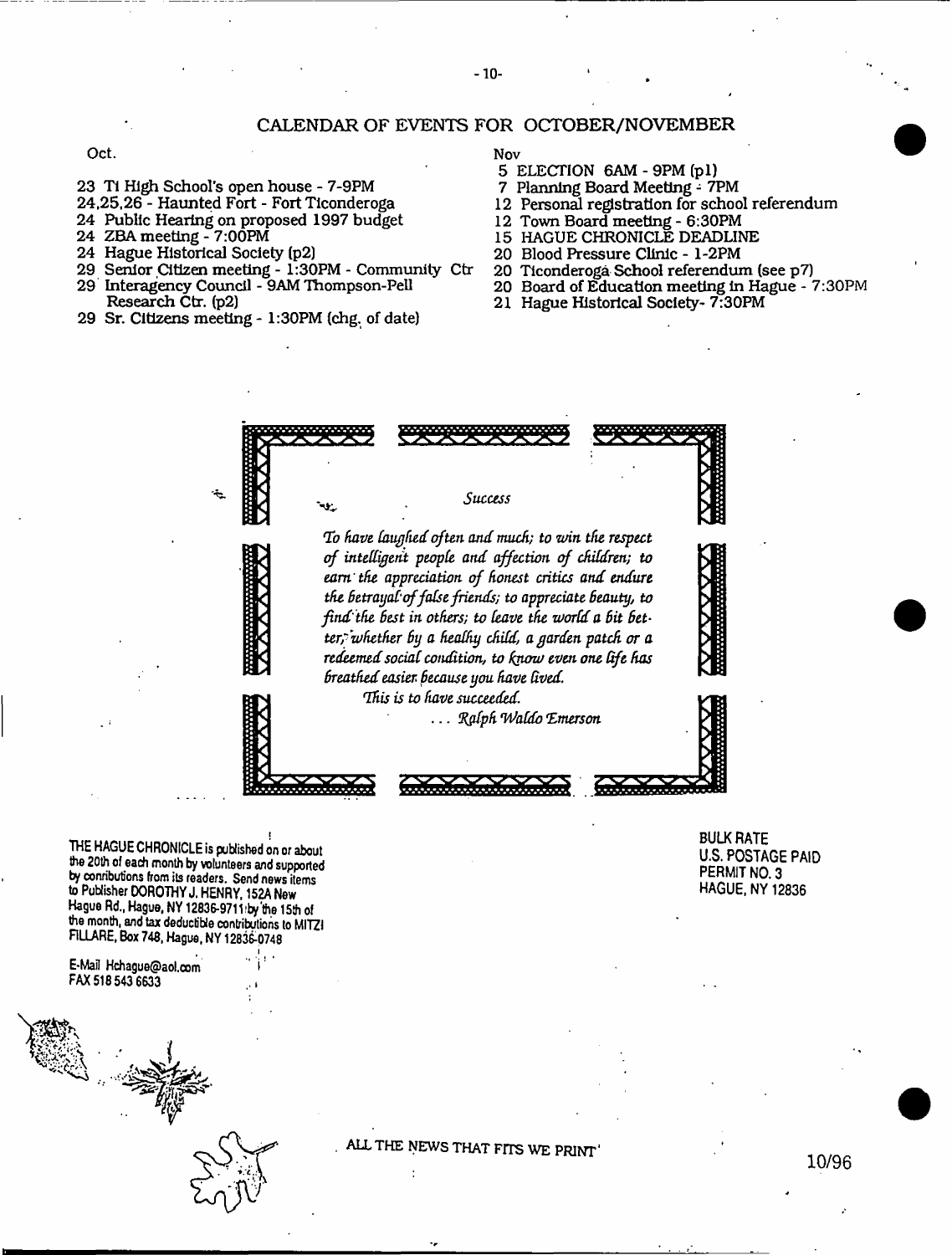## CALENDAR OF EVENTS FOR OCTOBER/NOVEMBER

Oct.

- 23 TI High School's open house - 7-9PM
- 24,25,26 - Haunted Fort - Fort Ticonderoga
- 24 Public Hearing on proposed 1997 budget
- 24 ZBA meeting - 7:00PM
- 24 Hague Historical Society (p2)
- 29 Senior Citizen meeting - 1:30PM - Community Ctr
- 29 Interagency Council - 9AM Thompson-Pell Research Ctr. (p2)
- 29 Sr. Citizens meeting - 1:30PM (chg. of date)

Nov

- 5 ELECTION 6AM - 9PM (p1)
- 7 Planning Board Meeting - 7PM
- 12 Personal registration for school referendum
- 12 Town Board meeting - 6:30PM
- 15 HAGUE CHRONICLE DEADLINE
- 20 Blood Pressure Clinic - 1-2PM
- 20 Ticonderoga School referendum (see p7)
- 20 Board of Education meeting in Hague - 7:30PM
- 21 Hague Historical Society- 7:30PM

*Success*

*To have laughed often and much; to win the respect of intelligent people and affection of children; to earn the appreciation of honest critics and endure the betrayal of false friends; to appreciate beauty, to find the best in others; to leave the world a bit better, whether by a healthy child, a garden patch or a redeemed social condition, to know even one life has breathed easier because you have lived.*

*This is to have succeeded.*

*... Ralph Waldo Emerson*

THE HAGUE CHRONICLE is published on or about the 20th of each month by volunteers and supported by contributions from its readers. Send news items to Publisher DOROTHY J. HENRY, 152A New Hague Rd., Hague, NY 12836-9711 by the 15th of the month, and tax deductible contributions to MITZI FILLARE, Box 748, Hague, NY 12836-0748

E-Mail Hchague@aol.com
FAX 518 543 6633

BULK RATE
U.S. POSTAGE PAID
PERMIT NO. 3
HAGUE, NY 12836

ALL THE NEWS THAT FITS WE PRINT

10/96